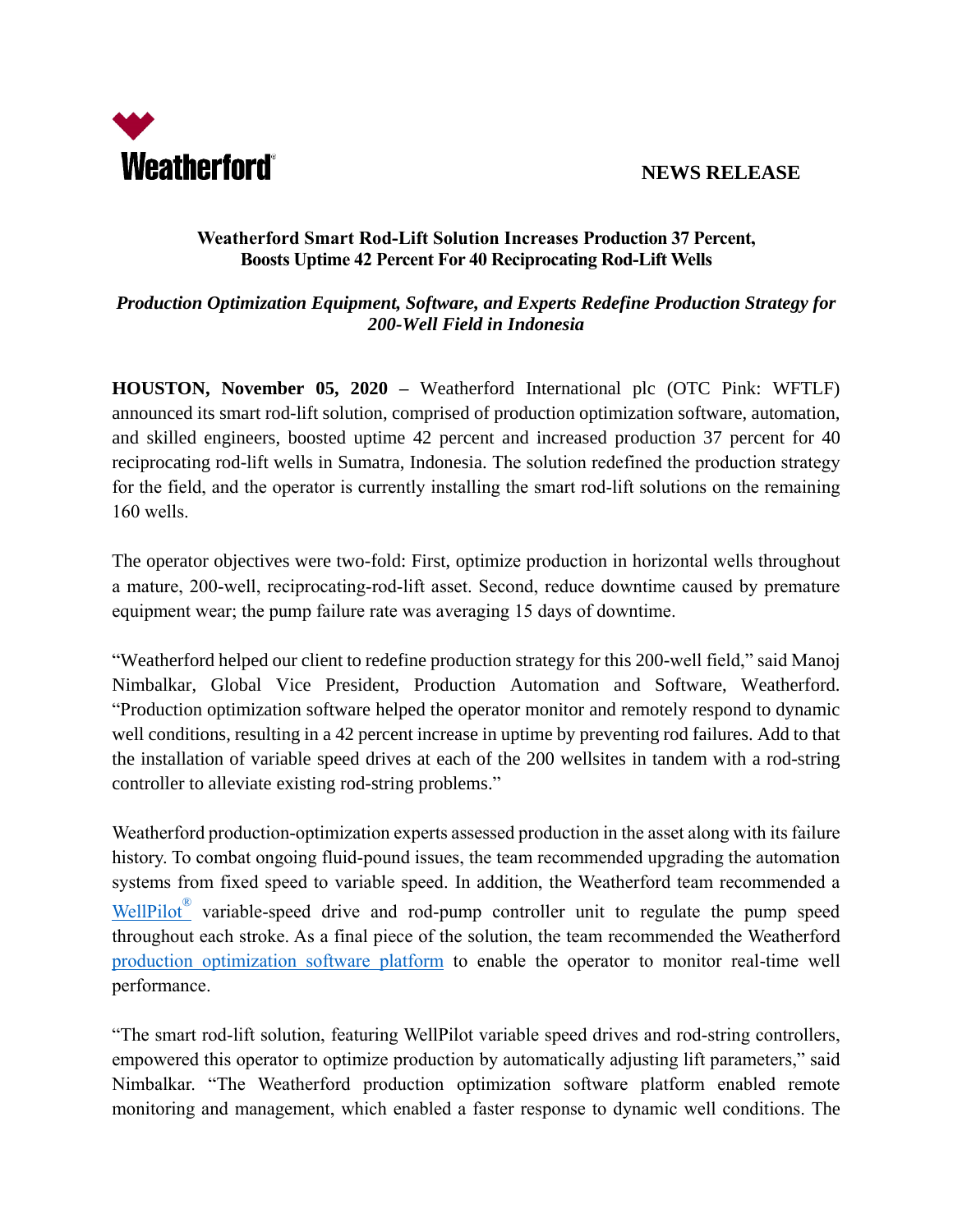Weatherford

**NEWS RELEASE**

# Weatherford Smart Rod-Lift Solution Increases Production 37 Percent, Boosts Uptime 42 Percent For 40 Reciprocating Rod-Lift Wells

## *Production Optimization Equipment, Software, and Experts Redefine Production Strategy for 200-Well Field in Indonesia*

**HOUSTON, November 05, 2020 –** Weatherford International plc (OTC Pink: WFTLF) announced its smart rod-lift solution, comprised of production optimization software, automation, and skilled engineers, boosted uptime 42 percent and increased production 37 percent for 40 reciprocating rod-lift wells in Sumatra, Indonesia. The solution redefined the production strategy for the field, and the operator is currently installing the smart rod-lift solutions on the remaining 160 wells.

The operator objectives were two-fold: First, optimize production in horizontal wells throughout a mature, 200-well, reciprocating-rod-lift asset. Second, reduce downtime caused by premature equipment wear; the pump failure rate was averaging 15 days of downtime.

"Weatherford helped our client to redefine production strategy for this 200-well field," said Manoj Nimbalkar, Global Vice President, Production Automation and Software, Weatherford. "Production optimization software helped the operator monitor and remotely respond to dynamic well conditions, resulting in a 42 percent increase in uptime by preventing rod failures. Add to that the installation of variable speed drives at each of the 200 wellsites in tandem with a rod-string controller to alleviate existing rod-string problems."

Weatherford production-optimization experts assessed production in the asset along with its failure history. To combat ongoing fluid-pound issues, the team recommended upgrading the automation systems from fixed speed to variable speed. In addition, the Weatherford team recommended a WellPilot® variable-speed drive and rod-pump controller unit to regulate the pump speed throughout each stroke. As a final piece of the solution, the team recommended the Weatherford production optimization software platform to enable the operator to monitor real-time well performance.

"The smart rod-lift solution, featuring WellPilot variable speed drives and rod-string controllers, empowered this operator to optimize production by automatically adjusting lift parameters," said Nimbalkar. "The Weatherford production optimization software platform enabled remote monitoring and management, which enabled a faster response to dynamic well conditions. The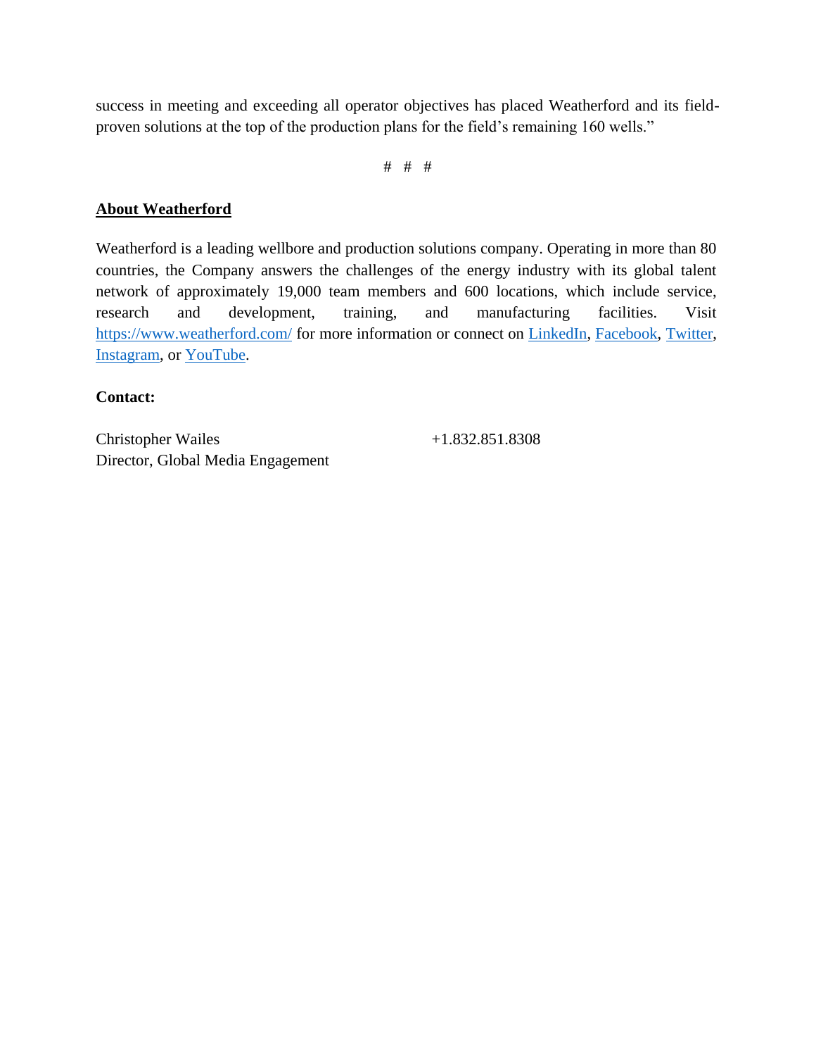success in meeting and exceeding all operator objectives has placed Weatherford and its field-proven solutions at the top of the production plans for the field's remaining 160 wells."

# # #

**About Weatherford**

Weatherford is a leading wellbore and production solutions company. Operating in more than 80 countries, the Company answers the challenges of the energy industry with its global talent network of approximately 19,000 team members and 600 locations, which include service, research and development, training, and manufacturing facilities. Visit https://www.weatherford.com/ for more information or connect on LinkedIn, Facebook, Twitter, Instagram, or YouTube.

**Contact:**

Christopher Wailes  +1.832.851.8308
Director, Global Media Engagement